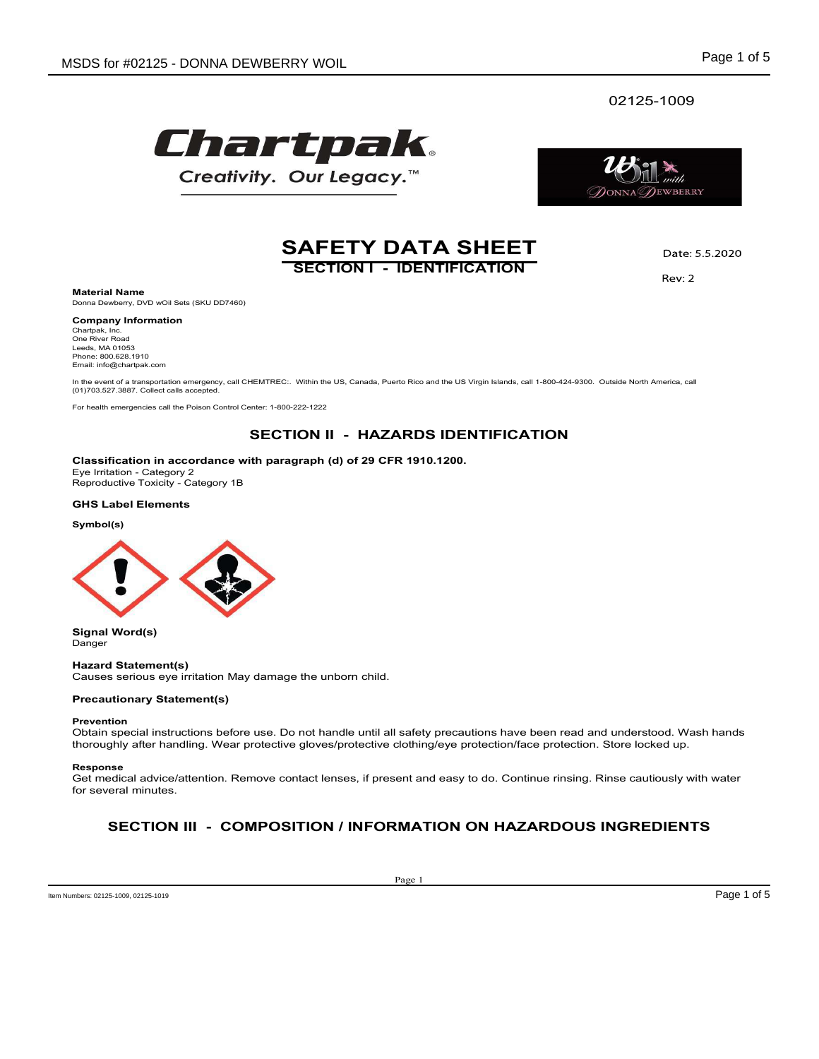02125-1009

# SAFETY DATA SHEET

Date: 5.5.2020

Rev: 2

## SECTION I - IDENTIFICATION

**Material Name**
Donna Dewberry, DVD wOil Sets (SKU DD7460)

**Company Information**
Chartpak, Inc.
One River Road
Leeds, MA 01053
Phone: 800.628.1910
Email: info@chartpak.com

In the event of a transportation emergency, call CHEMTREC:. Within the US, Canada, Puerto Rico and the US Virgin Islands, call 1-800-424-9300. Outside North America, call (01)703.527.3887. Collect calls accepted.

For health emergencies call the Poison Control Center: 1-800-222-1222

## SECTION II - HAZARDS IDENTIFICATION

**Classification in accordance with paragraph (d) of 29 CFR 1910.1200.**
Eye Irritation - Category 2
Reproductive Toxicity - Category 1B

**GHS Label Elements**

**Symbol(s)**

**Signal Word(s)**
Danger

**Hazard Statement(s)**
Causes serious eye irritation May damage the unborn child.

**Precautionary Statement(s)**

**Prevention**
Obtain special instructions before use. Do not handle until all safety precautions have been read and understood. Wash hands thoroughly after handling. Wear protective gloves/protective clothing/eye protection/face protection. Store locked up.

**Response**
Get medical advice/attention. Remove contact lenses, if present and easy to do. Continue rinsing. Rinse cautiously with water for several minutes.

## SECTION III - COMPOSITION / INFORMATION ON HAZARDOUS INGREDIENTS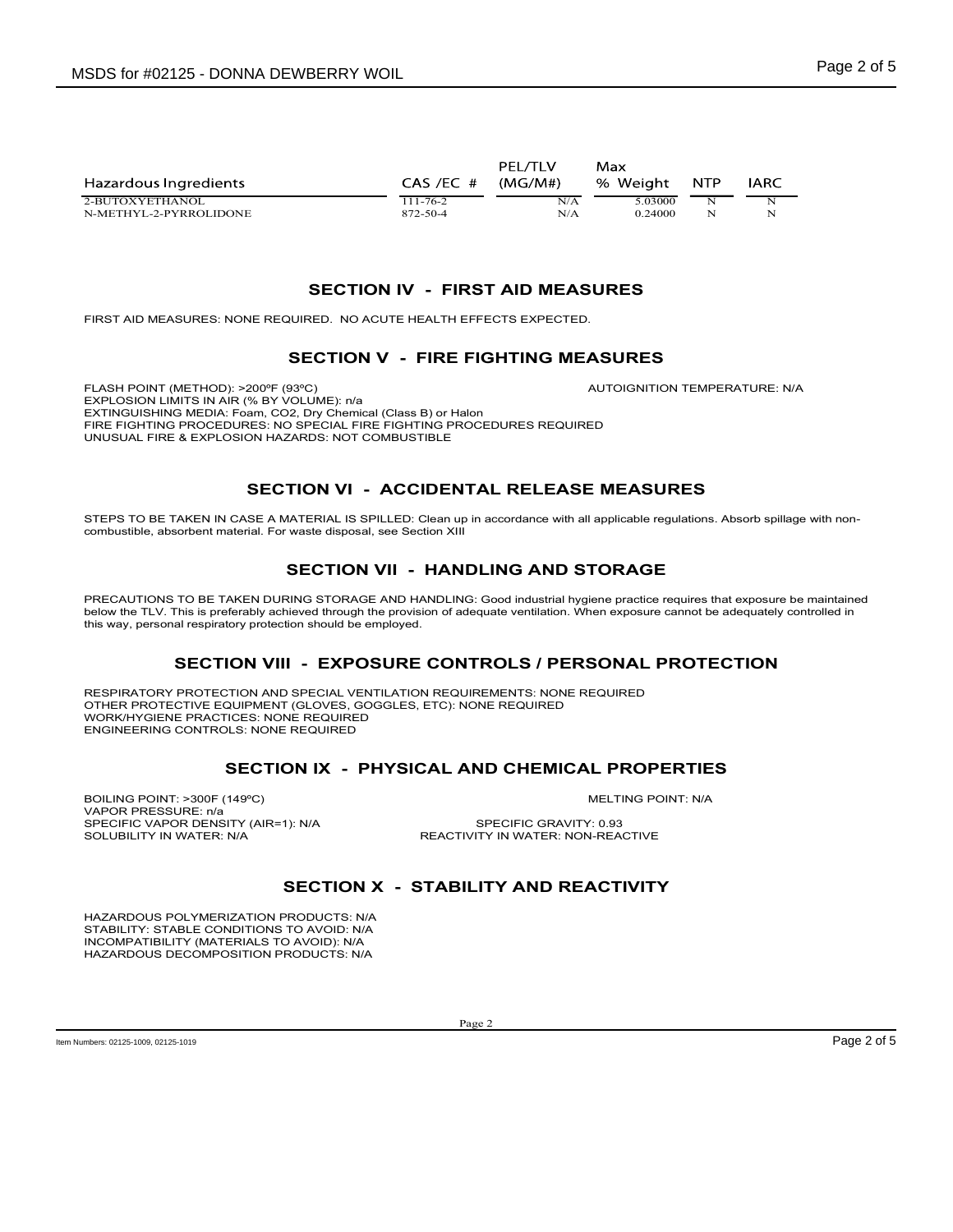| Hazardous Ingredients | CAS /EC # | PEL/TLV (MG/M#) | Max % Weight | NTP | IARC |
|---|---|---|---|---|---|
| 2-BUTOXYETHANOL | 111-76-2 | N/A | 5.03000 | N | N |
| N-METHYL-2-PYRROLIDONE | 872-50-4 | N/A | 0.24000 | N | N |

## SECTION IV - FIRST AID MEASURES

FIRST AID MEASURES: NONE REQUIRED. NO ACUTE HEALTH EFFECTS EXPECTED.

## SECTION V - FIRE FIGHTING MEASURES

FLASH POINT (METHOD): >200ºF (93ºC)

AUTOIGNITION TEMPERATURE: N/A

EXPLOSION LIMITS IN AIR (% BY VOLUME): n/a

EXTINGUISHING MEDIA: Foam, CO2, Dry Chemical (Class B) or Halon

FIRE FIGHTING PROCEDURES: NO SPECIAL FIRE FIGHTING PROCEDURES REQUIRED

UNUSUAL FIRE & EXPLOSION HAZARDS: NOT COMBUSTIBLE

## SECTION VI - ACCIDENTAL RELEASE MEASURES

STEPS TO BE TAKEN IN CASE A MATERIAL IS SPILLED: Clean up in accordance with all applicable regulations. Absorb spillage with non-combustible, absorbent material. For waste disposal, see Section XIII

## SECTION VII - HANDLING AND STORAGE

PRECAUTIONS TO BE TAKEN DURING STORAGE AND HANDLING: Good industrial hygiene practice requires that exposure be maintained below the TLV. This is preferably achieved through the provision of adequate ventilation. When exposure cannot be adequately controlled in this way, personal respiratory protection should be employed.

## SECTION VIII - EXPOSURE CONTROLS / PERSONAL PROTECTION

RESPIRATORY PROTECTION AND SPECIAL VENTILATION REQUIREMENTS: NONE REQUIRED

OTHER PROTECTIVE EQUIPMENT (GLOVES, GOGGLES, ETC): NONE REQUIRED

WORK/HYGIENE PRACTICES: NONE REQUIRED

ENGINEERING CONTROLS: NONE REQUIRED

## SECTION IX - PHYSICAL AND CHEMICAL PROPERTIES

BOILING POINT: >300F (149ºC)

MELTING POINT: N/A

VAPOR PRESSURE: n/a

SPECIFIC VAPOR DENSITY (AIR=1): N/A

SPECIFIC GRAVITY: 0.93

SOLUBILITY IN WATER: N/A

REACTIVITY IN WATER: NON-REACTIVE

## SECTION X - STABILITY AND REACTIVITY

HAZARDOUS POLYMERIZATION PRODUCTS: N/A

STABILITY: STABLE CONDITIONS TO AVOID: N/A

INCOMPATIBILITY (MATERIALS TO AVOID): N/A

HAZARDOUS DECOMPOSITION PRODUCTS: N/A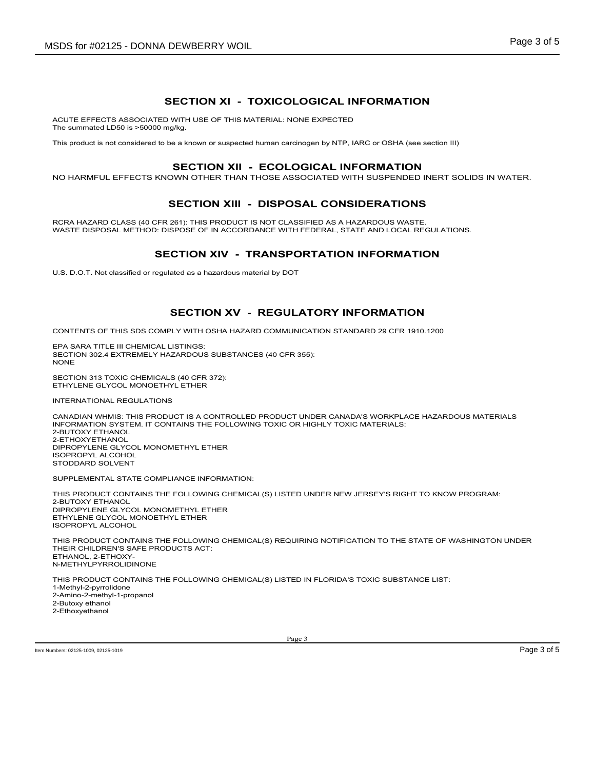## SECTION XI - TOXICOLOGICAL INFORMATION

ACUTE EFFECTS ASSOCIATED WITH USE OF THIS MATERIAL: NONE EXPECTED
The summated LD50 is >50000 mg/kg.

This product is not considered to be a known or suspected human carcinogen by NTP, IARC or OSHA (see section III)

## SECTION XII - ECOLOGICAL INFORMATION

NO HARMFUL EFFECTS KNOWN OTHER THAN THOSE ASSOCIATED WITH SUSPENDED INERT SOLIDS IN WATER.

## SECTION XIII - DISPOSAL CONSIDERATIONS

RCRA HAZARD CLASS (40 CFR 261): THIS PRODUCT IS NOT CLASSIFIED AS A HAZARDOUS WASTE.
WASTE DISPOSAL METHOD: DISPOSE OF IN ACCORDANCE WITH FEDERAL, STATE AND LOCAL REGULATIONS.

## SECTION XIV - TRANSPORTATION INFORMATION

U.S. D.O.T. Not classified or regulated as a hazardous material by DOT

## SECTION XV - REGULATORY INFORMATION

CONTENTS OF THIS SDS COMPLY WITH OSHA HAZARD COMMUNICATION STANDARD 29 CFR 1910.1200

EPA SARA TITLE III CHEMICAL LISTINGS:
SECTION 302.4 EXTREMELY HAZARDOUS SUBSTANCES (40 CFR 355):
NONE

SECTION 313 TOXIC CHEMICALS (40 CFR 372):
ETHYLENE GLYCOL MONOETHYL ETHER

INTERNATIONAL REGULATIONS

CANADIAN WHMIS: THIS PRODUCT IS A CONTROLLED PRODUCT UNDER CANADA'S WORKPLACE HAZARDOUS MATERIALS INFORMATION SYSTEM. IT CONTAINS THE FOLLOWING TOXIC OR HIGHLY TOXIC MATERIALS:
2-BUTOXY ETHANOL
2-ETHOXYETHANOL
DIPROPYLENE GLYCOL MONOMETHYL ETHER
ISOPROPYL ALCOHOL
STODDARD SOLVENT

SUPPLEMENTAL STATE COMPLIANCE INFORMATION:

THIS PRODUCT CONTAINS THE FOLLOWING CHEMICAL(S) LISTED UNDER NEW JERSEY'S RIGHT TO KNOW PROGRAM:
2-BUTOXY ETHANOL
DIPROPYLENE GLYCOL MONOMETHYL ETHER
ETHYLENE GLYCOL MONOETHYL ETHER
ISOPROPYL ALCOHOL

THIS PRODUCT CONTAINS THE FOLLOWING CHEMICAL(S) REQUIRING NOTIFICATION TO THE STATE OF WASHINGTON UNDER THEIR CHILDREN'S SAFE PRODUCTS ACT:
ETHANOL, 2-ETHOXY-
N-METHYLPYRROLIDINONE

THIS PRODUCT CONTAINS THE FOLLOWING CHEMICAL(S) LISTED IN FLORIDA'S TOXIC SUBSTANCE LIST:
1-Methyl-2-pyrrolidone
2-Amino-2-methyl-1-propanol
2-Butoxy ethanol
2-Ethoxyethanol

Item Numbers: 02125-1009, 02125-1019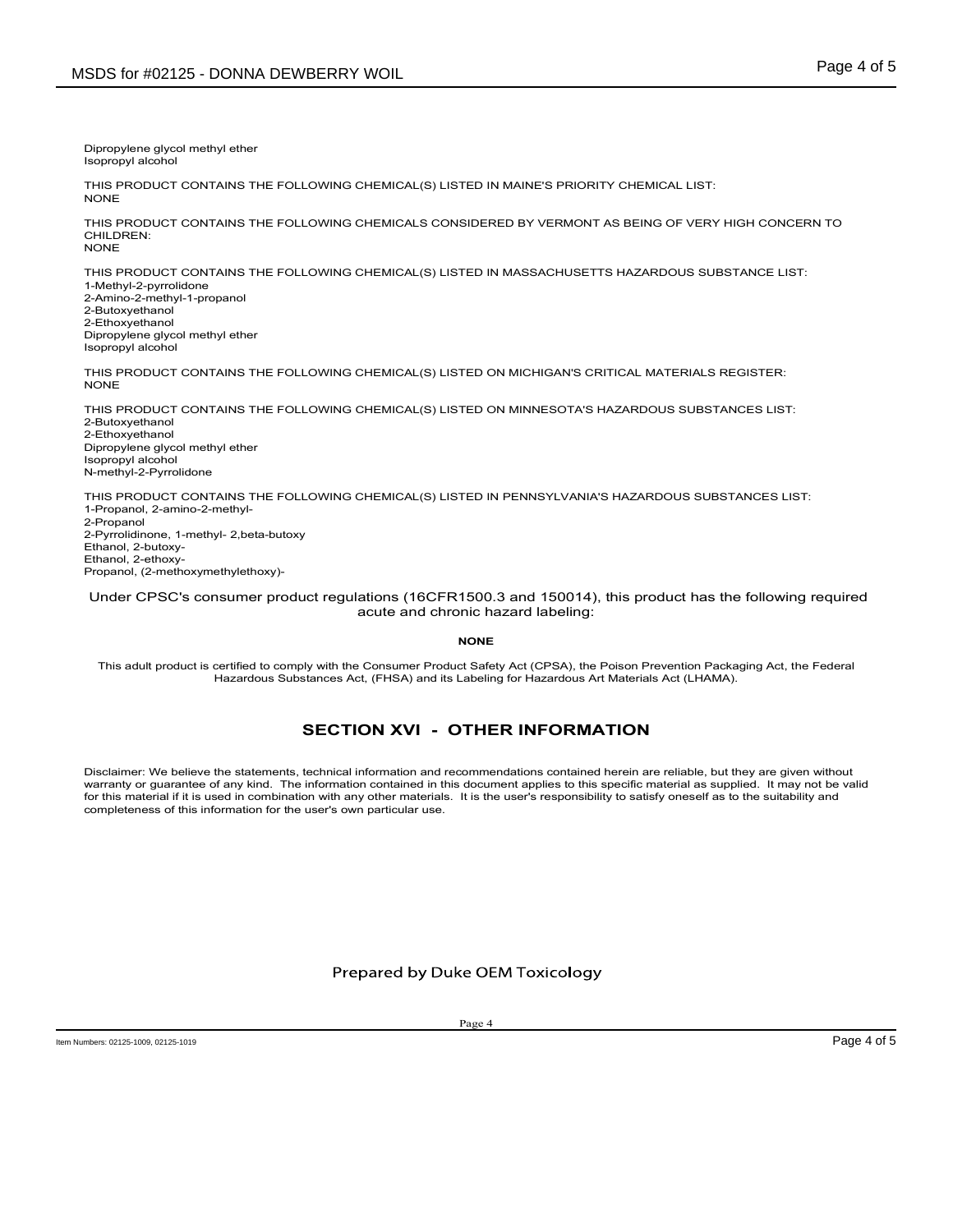Dipropylene glycol methyl ether
Isopropyl alcohol

THIS PRODUCT CONTAINS THE FOLLOWING CHEMICAL(S) LISTED IN MAINE'S PRIORITY CHEMICAL LIST:
NONE

THIS PRODUCT CONTAINS THE FOLLOWING CHEMICALS CONSIDERED BY VERMONT AS BEING OF VERY HIGH CONCERN TO CHILDREN:
NONE

THIS PRODUCT CONTAINS THE FOLLOWING CHEMICAL(S) LISTED IN MASSACHUSETTS HAZARDOUS SUBSTANCE LIST:
1-Methyl-2-pyrrolidone
2-Amino-2-methyl-1-propanol
2-Butoxyethanol
2-Ethoxyethanol
Dipropylene glycol methyl ether
Isopropyl alcohol

THIS PRODUCT CONTAINS THE FOLLOWING CHEMICAL(S) LISTED ON MICHIGAN'S CRITICAL MATERIALS REGISTER:
NONE

THIS PRODUCT CONTAINS THE FOLLOWING CHEMICAL(S) LISTED ON MINNESOTA'S HAZARDOUS SUBSTANCES LIST:
2-Butoxyethanol
2-Ethoxyethanol
Dipropylene glycol methyl ether
Isopropyl alcohol
N-methyl-2-Pyrrolidone

THIS PRODUCT CONTAINS THE FOLLOWING CHEMICAL(S) LISTED IN PENNSYLVANIA'S HAZARDOUS SUBSTANCES LIST:
1-Propanol, 2-amino-2-methyl-
2-Propanol
2-Pyrrolidinone, 1-methyl- 2,beta-butoxy
Ethanol, 2-butoxy-
Ethanol, 2-ethoxy-
Propanol, (2-methoxymethylethoxy)-

Under CPSC's consumer product regulations (16CFR1500.3 and 150014), this product has the following required acute and chronic hazard labeling:

**NONE**

This adult product is certified to comply with the Consumer Product Safety Act (CPSA), the Poison Prevention Packaging Act, the Federal Hazardous Substances Act, (FHSA) and its Labeling for Hazardous Art Materials Act (LHAMA).

## SECTION XVI - OTHER INFORMATION

Disclaimer: We believe the statements, technical information and recommendations contained herein are reliable, but they are given without warranty or guarantee of any kind. The information contained in this document applies to this specific material as supplied. It may not be valid for this material if it is used in combination with any other materials. It is the user's responsibility to satisfy oneself as to the suitability and completeness of this information for the user's own particular use.

Prepared by Duke OEM Toxicology

Item Numbers: 02125-1009, 02125-1019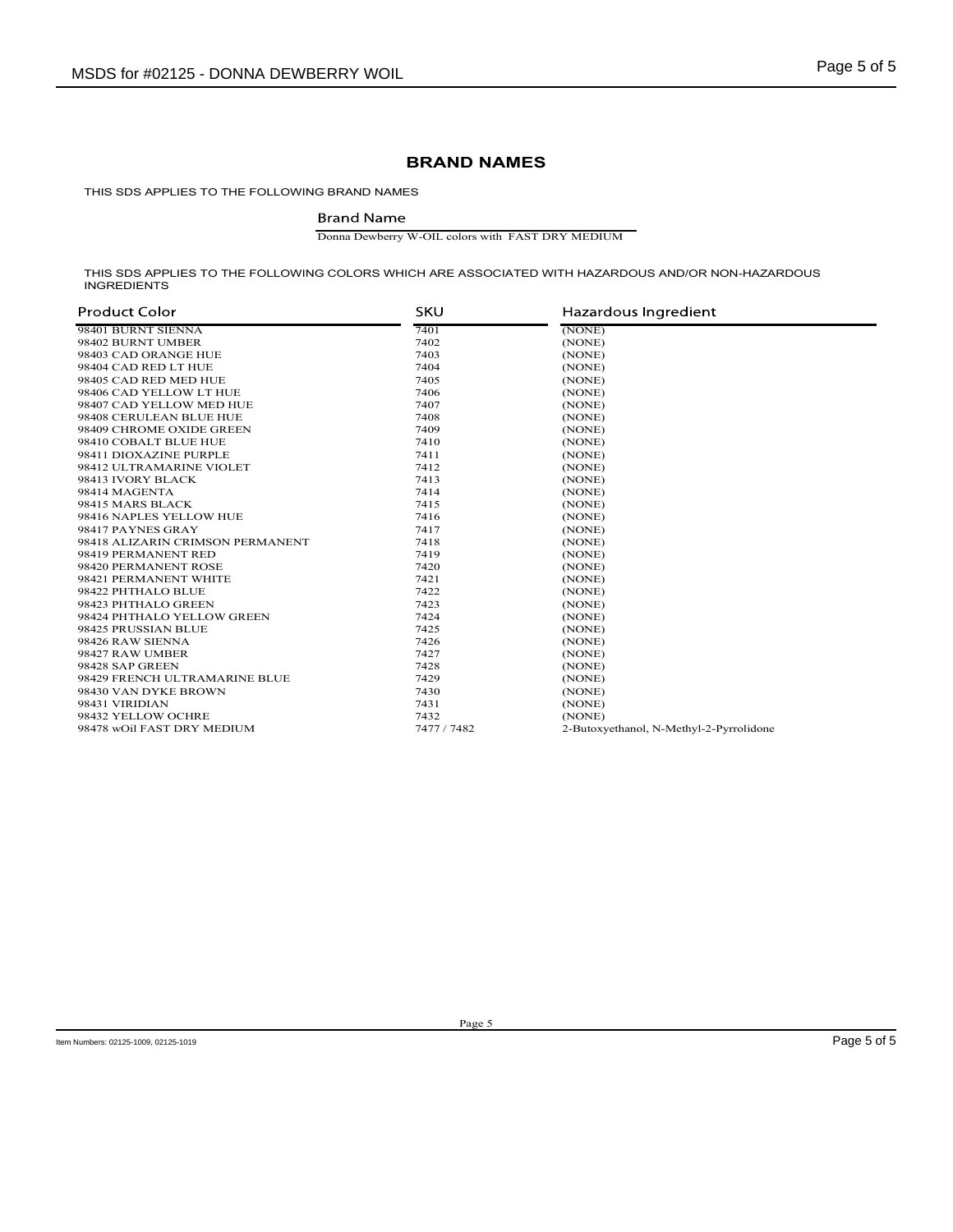## BRAND NAMES

THIS SDS APPLIES TO THE FOLLOWING BRAND NAMES

| Brand Name |
| --- |
| Donna Dewberry W-OIL colors with FAST DRY MEDIUM |

THIS SDS APPLIES TO THE FOLLOWING COLORS WHICH ARE ASSOCIATED WITH HAZARDOUS AND/OR NON-HAZARDOUS INGREDIENTS

| Product Color | SKU | Hazardous Ingredient |
| --- | --- | --- |
| 98401 BURNT SIENNA | 7401 | (NONE) |
| 98402 BURNT UMBER | 7402 | (NONE) |
| 98403 CAD ORANGE HUE | 7403 | (NONE) |
| 98404 CAD RED LT HUE | 7404 | (NONE) |
| 98405 CAD RED MED HUE | 7405 | (NONE) |
| 98406 CAD YELLOW LT HUE | 7406 | (NONE) |
| 98407 CAD YELLOW MED HUE | 7407 | (NONE) |
| 98408 CERULEAN BLUE HUE | 7408 | (NONE) |
| 98409 CHROME OXIDE GREEN | 7409 | (NONE) |
| 98410 COBALT BLUE HUE | 7410 | (NONE) |
| 98411 DIOXAZINE PURPLE | 7411 | (NONE) |
| 98412 ULTRAMARINE VIOLET | 7412 | (NONE) |
| 98413 IVORY BLACK | 7413 | (NONE) |
| 98414 MAGENTA | 7414 | (NONE) |
| 98415 MARS BLACK | 7415 | (NONE) |
| 98416 NAPLES YELLOW HUE | 7416 | (NONE) |
| 98417 PAYNES GRAY | 7417 | (NONE) |
| 98418 ALIZARIN CRIMSON PERMANENT | 7418 | (NONE) |
| 98419 PERMANENT RED | 7419 | (NONE) |
| 98420 PERMANENT ROSE | 7420 | (NONE) |
| 98421 PERMANENT WHITE | 7421 | (NONE) |
| 98422 PHTHALO BLUE | 7422 | (NONE) |
| 98423 PHTHALO GREEN | 7423 | (NONE) |
| 98424 PHTHALO YELLOW GREEN | 7424 | (NONE) |
| 98425 PRUSSIAN BLUE | 7425 | (NONE) |
| 98426 RAW SIENNA | 7426 | (NONE) |
| 98427 RAW UMBER | 7427 | (NONE) |
| 98428 SAP GREEN | 7428 | (NONE) |
| 98429 FRENCH ULTRAMARINE BLUE | 7429 | (NONE) |
| 98430 VAN DYKE BROWN | 7430 | (NONE) |
| 98431 VIRIDIAN | 7431 | (NONE) |
| 98432 YELLOW OCHRE | 7432 | (NONE) |
| 98478 wOil FAST DRY MEDIUM | 7477 / 7482 | 2-Butoxyethanol, N-Methyl-2-Pyrrolidone |

Item Numbers: 02125-1009, 02125-1019